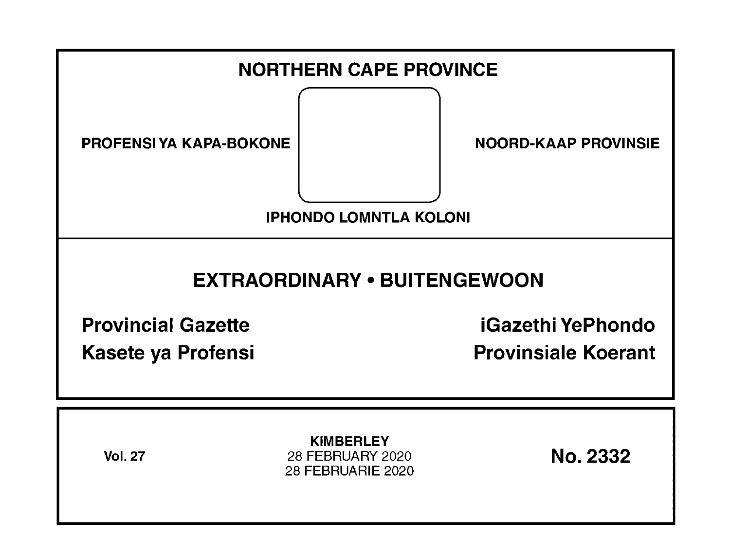# NORTHERN CAPE PROVINCE

PROFENSI YA KAPA-BOKONE

NOORD-KAAP PROVINSIE

IPHONDO LOMNTLA KOLONI

## EXTRAORDINARY • BUITENGEWOON

**Provincial Gazette**

**iGazethi YePhondo**

**Kasete ya Profensi**

**Provinsiale Koerant**

**Vol. 27**

**KIMBERLEY**
28 FEBRUARY 2020
28 FEBRUARIE 2020

**No. 2332**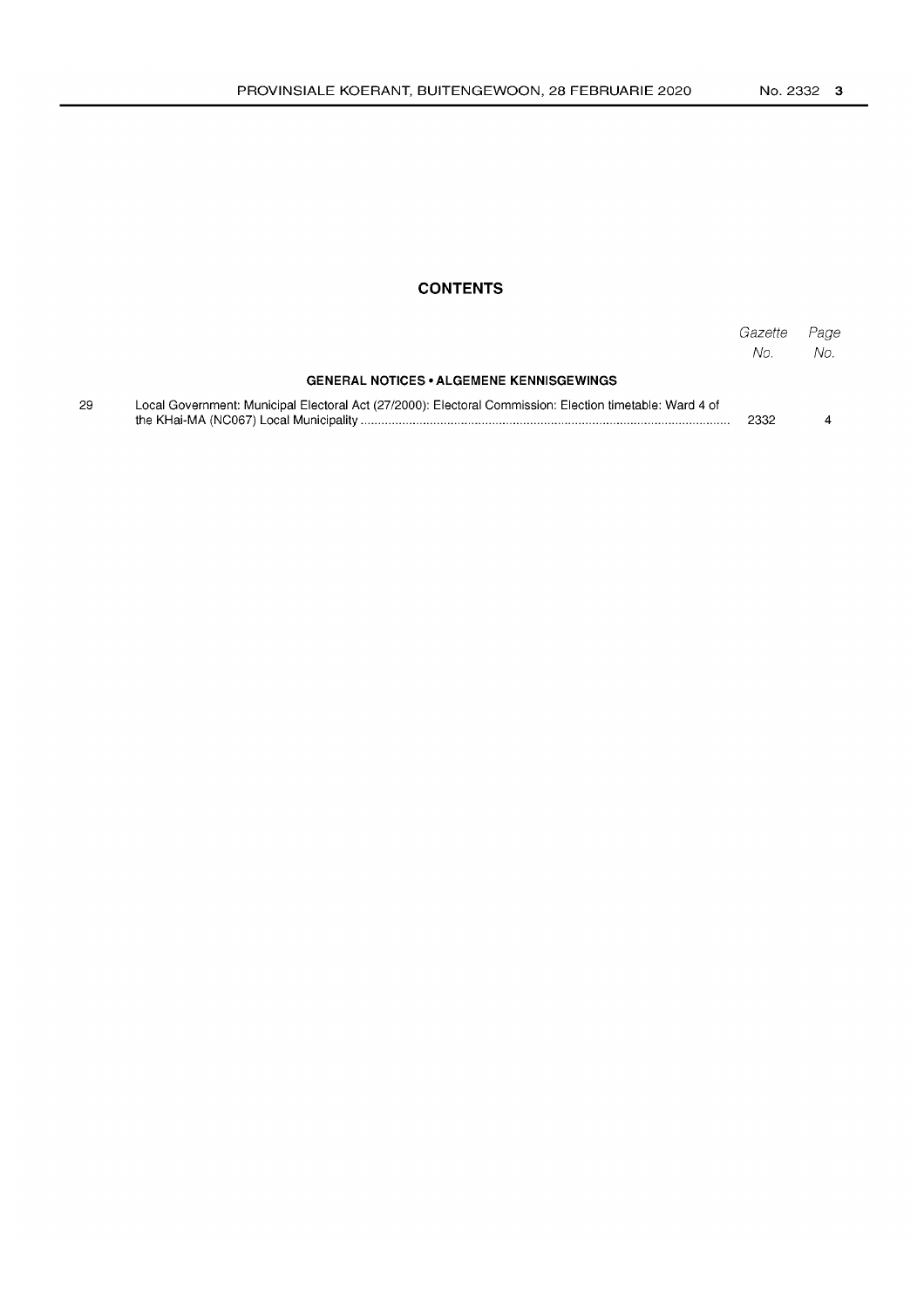# CONTENTS

| | | Gazette No. | Page No. |
|---|---|---|---|
| | **GENERAL NOTICES • ALGEMENE KENNISGEWINGS** | | |
| 29 | Local Government: Municipal Electoral Act (27/2000): Electoral Commission: Election timetable: Ward 4 of the KHai-MA (NC067) Local Municipality | 2332 | 4 |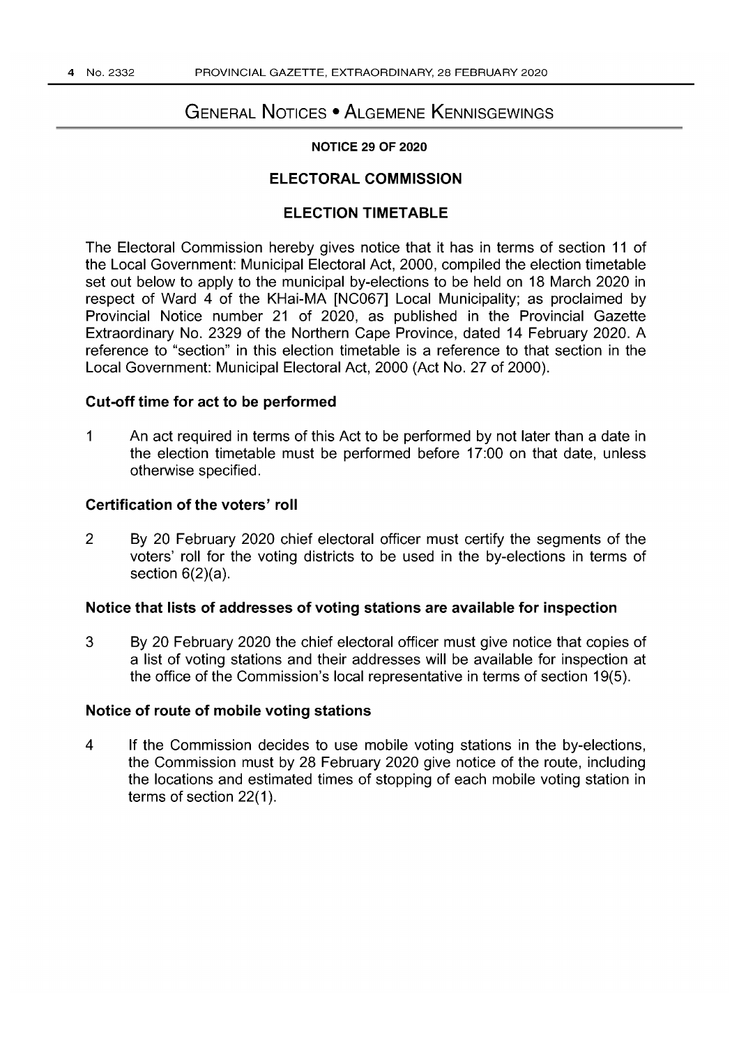# General Notices • Algemene Kennisgewings

**NOTICE 29 OF 2020**

## ELECTORAL COMMISSION

## ELECTION TIMETABLE

The Electoral Commission hereby gives notice that it has in terms of section 11 of the Local Government: Municipal Electoral Act, 2000, compiled the election timetable set out below to apply to the municipal by-elections to be held on 18 March 2020 in respect of Ward 4 of the KHai-MA [NC067] Local Municipality; as proclaimed by Provincial Notice number 21 of 2020, as published in the Provincial Gazette Extraordinary No. 2329 of the Northern Cape Province, dated 14 February 2020. A reference to "section" in this election timetable is a reference to that section in the Local Government: Municipal Electoral Act, 2000 (Act No. 27 of 2000).

### Cut-off time for act to be performed

1 An act required in terms of this Act to be performed by not later than a date in the election timetable must be performed before 17:00 on that date, unless otherwise specified.

### Certification of the voters' roll

2 By 20 February 2020 chief electoral officer must certify the segments of the voters' roll for the voting districts to be used in the by-elections in terms of section 6(2)(a).

### Notice that lists of addresses of voting stations are available for inspection

3 By 20 February 2020 the chief electoral officer must give notice that copies of a list of voting stations and their addresses will be available for inspection at the office of the Commission's local representative in terms of section 19(5).

### Notice of route of mobile voting stations

4 If the Commission decides to use mobile voting stations in the by-elections, the Commission must by 28 February 2020 give notice of the route, including the locations and estimated times of stopping of each mobile voting station in terms of section 22(1).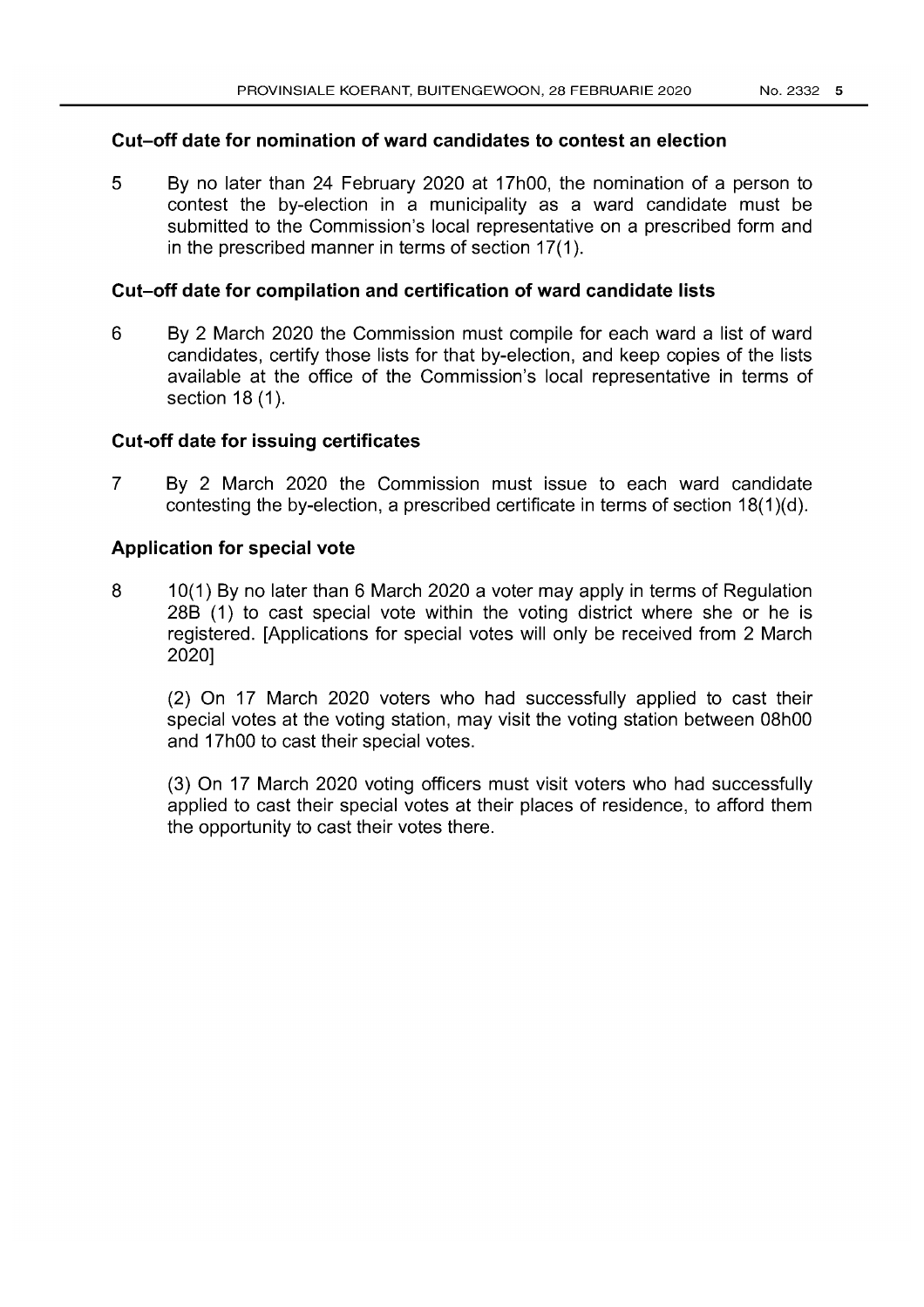**Cut–off date for nomination of ward candidates to contest an election**

5 By no later than 24 February 2020 at 17h00, the nomination of a person to contest the by-election in a municipality as a ward candidate must be submitted to the Commission's local representative on a prescribed form and in the prescribed manner in terms of section 17(1).

**Cut–off date for compilation and certification of ward candidate lists**

6 By 2 March 2020 the Commission must compile for each ward a list of ward candidates, certify those lists for that by-election, and keep copies of the lists available at the office of the Commission's local representative in terms of section 18 (1).

**Cut-off date for issuing certificates**

7 By 2 March 2020 the Commission must issue to each ward candidate contesting the by-election, a prescribed certificate in terms of section 18(1)(d).

**Application for special vote**

8 10(1) By no later than 6 March 2020 a voter may apply in terms of Regulation 28B (1) to cast special vote within the voting district where she or he is registered. [Applications for special votes will only be received from 2 March 2020]

(2) On 17 March 2020 voters who had successfully applied to cast their special votes at the voting station, may visit the voting station between 08h00 and 17h00 to cast their special votes.

(3) On 17 March 2020 voting officers must visit voters who had successfully applied to cast their special votes at their places of residence, to afford them the opportunity to cast their votes there.